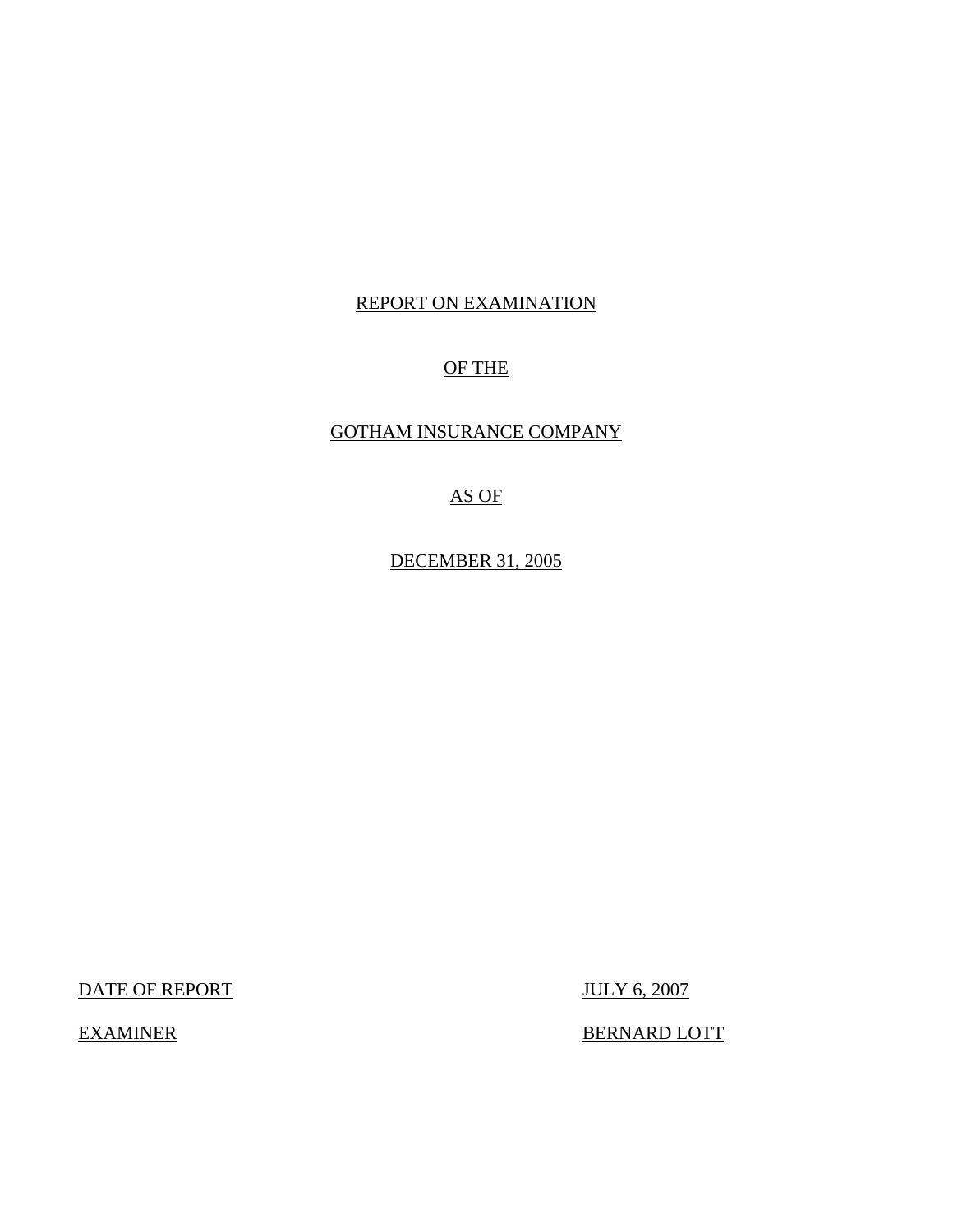REPORT ON EXAMINATION

OF THE

GOTHAM INSURANCE COMPANY

AS OF

DECEMBER 31, 2005

| | |
|---|---|
| DATE OF REPORT | JULY 6, 2007 |
| EXAMINER | BERNARD LOTT |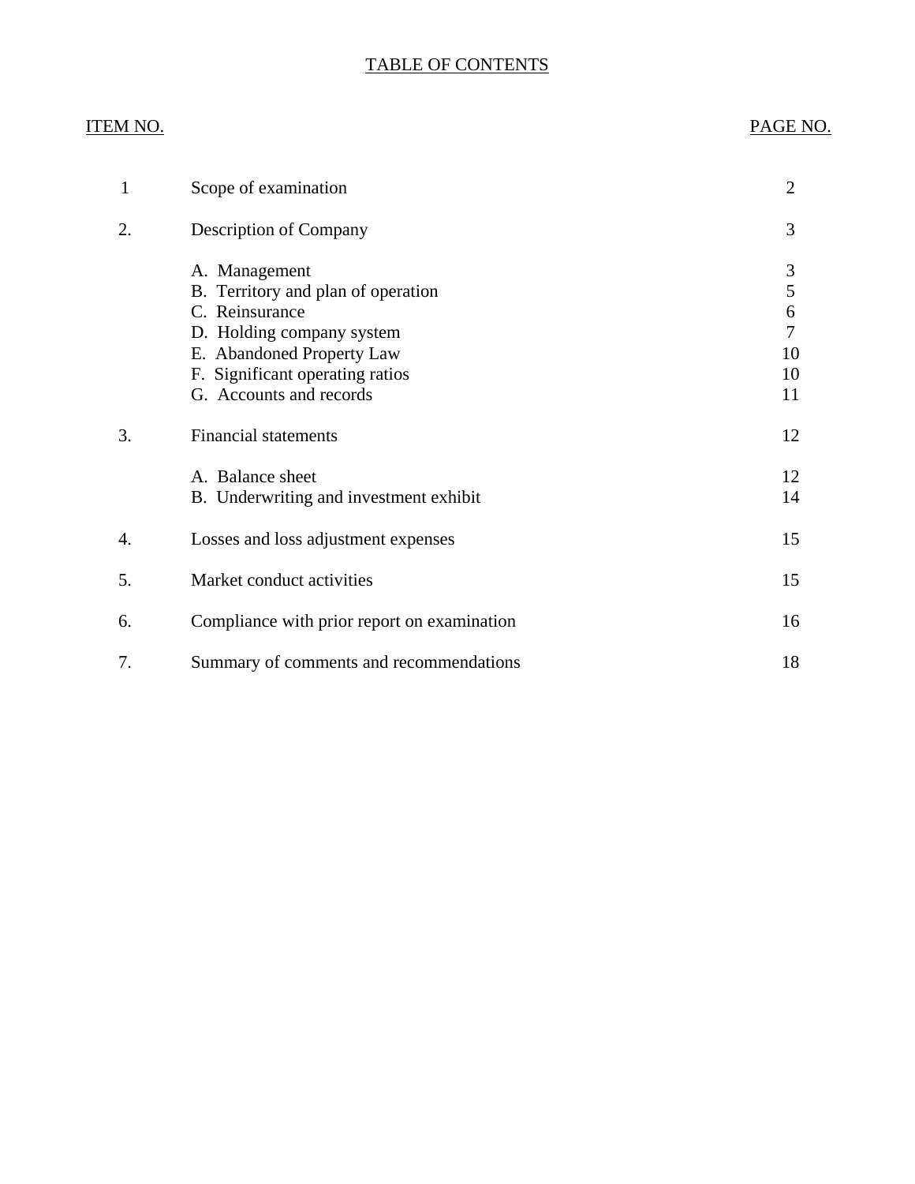# TABLE OF CONTENTS

| ITEM NO. | | PAGE NO. |
|---|---|---|
| 1 | Scope of examination | 2 |
| 2. | Description of Company | 3 |
| | A. Management | 3 |
| | B. Territory and plan of operation | 5 |
| | C. Reinsurance | 6 |
| | D. Holding company system | 7 |
| | E. Abandoned Property Law | 10 |
| | F. Significant operating ratios | 10 |
| | G. Accounts and records | 11 |
| 3. | Financial statements | 12 |
| | A. Balance sheet | 12 |
| | B. Underwriting and investment exhibit | 14 |
| 4. | Losses and loss adjustment expenses | 15 |
| 5. | Market conduct activities | 15 |
| 6. | Compliance with prior report on examination | 16 |
| 7. | Summary of comments and recommendations | 18 |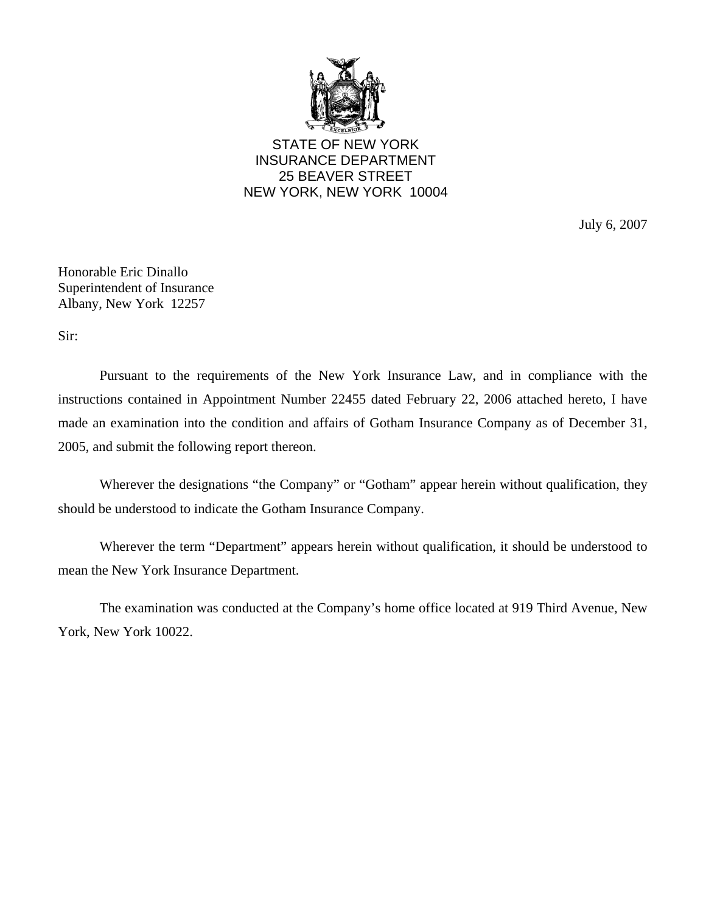STATE OF NEW YORK
INSURANCE DEPARTMENT
25 BEAVER STREET
NEW YORK, NEW YORK 10004

July 6, 2007

Honorable Eric Dinallo
Superintendent of Insurance
Albany, New York 12257

Sir:

Pursuant to the requirements of the New York Insurance Law, and in compliance with the instructions contained in Appointment Number 22455 dated February 22, 2006 attached hereto, I have made an examination into the condition and affairs of Gotham Insurance Company as of December 31, 2005, and submit the following report thereon.

Wherever the designations "the Company" or "Gotham" appear herein without qualification, they should be understood to indicate the Gotham Insurance Company.

Wherever the term "Department" appears herein without qualification, it should be understood to mean the New York Insurance Department.

The examination was conducted at the Company's home office located at 919 Third Avenue, New York, New York 10022.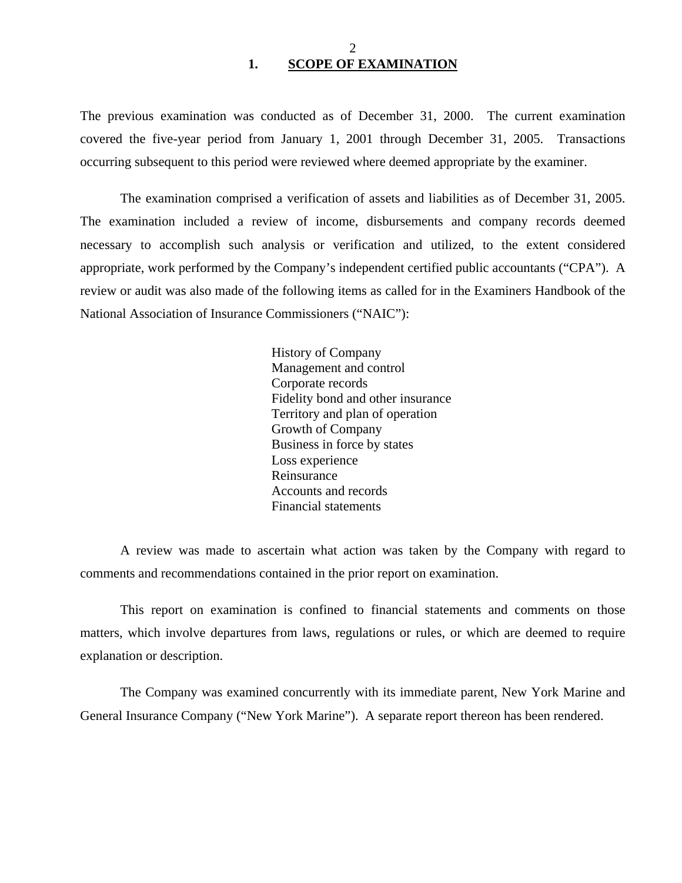## 1. SCOPE OF EXAMINATION

The previous examination was conducted as of December 31, 2000. The current examination covered the five-year period from January 1, 2001 through December 31, 2005. Transactions occurring subsequent to this period were reviewed where deemed appropriate by the examiner.

The examination comprised a verification of assets and liabilities as of December 31, 2005. The examination included a review of income, disbursements and company records deemed necessary to accomplish such analysis or verification and utilized, to the extent considered appropriate, work performed by the Company's independent certified public accountants ("CPA"). A review or audit was also made of the following items as called for in the Examiners Handbook of the National Association of Insurance Commissioners ("NAIC"):

History of Company
Management and control
Corporate records
Fidelity bond and other insurance
Territory and plan of operation
Growth of Company
Business in force by states
Loss experience
Reinsurance
Accounts and records
Financial statements

A review was made to ascertain what action was taken by the Company with regard to comments and recommendations contained in the prior report on examination.

This report on examination is confined to financial statements and comments on those matters, which involve departures from laws, regulations or rules, or which are deemed to require explanation or description.

The Company was examined concurrently with its immediate parent, New York Marine and General Insurance Company ("New York Marine"). A separate report thereon has been rendered.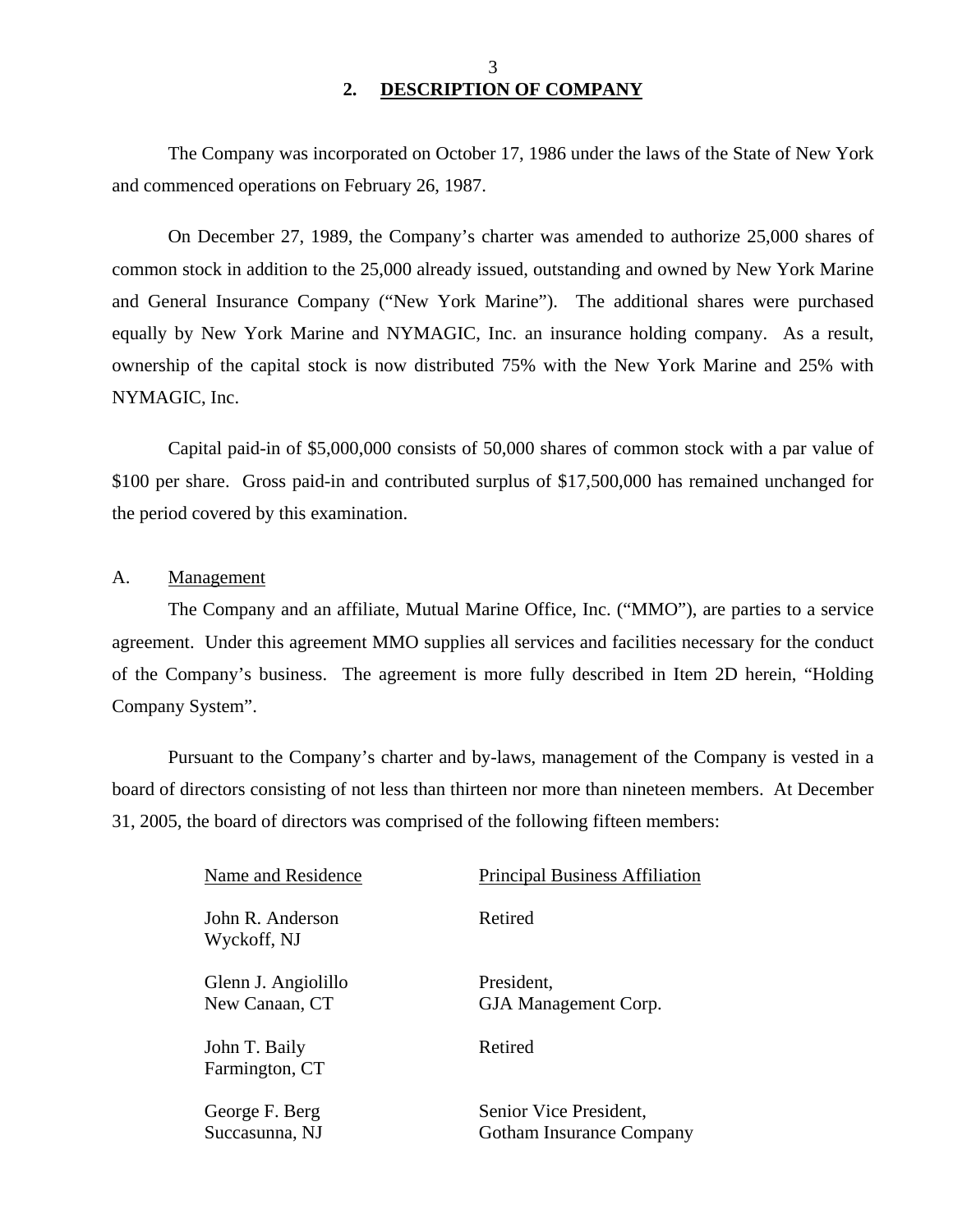## 2. DESCRIPTION OF COMPANY

The Company was incorporated on October 17, 1986 under the laws of the State of New York and commenced operations on February 26, 1987.

On December 27, 1989, the Company's charter was amended to authorize 25,000 shares of common stock in addition to the 25,000 already issued, outstanding and owned by New York Marine and General Insurance Company ("New York Marine"). The additional shares were purchased equally by New York Marine and NYMAGIC, Inc. an insurance holding company. As a result, ownership of the capital stock is now distributed 75% with the New York Marine and 25% with NYMAGIC, Inc.

Capital paid-in of $5,000,000 consists of 50,000 shares of common stock with a par value of $100 per share. Gross paid-in and contributed surplus of $17,500,000 has remained unchanged for the period covered by this examination.

### A. Management

The Company and an affiliate, Mutual Marine Office, Inc. ("MMO"), are parties to a service agreement. Under this agreement MMO supplies all services and facilities necessary for the conduct of the Company's business. The agreement is more fully described in Item 2D herein, "Holding Company System".

Pursuant to the Company's charter and by-laws, management of the Company is vested in a board of directors consisting of not less than thirteen nor more than nineteen members. At December 31, 2005, the board of directors was comprised of the following fifteen members:

| Name and Residence | Principal Business Affiliation |
|---|---|
| John R. Anderson<br>Wyckoff, NJ | Retired |
| Glenn J. Angiolillo<br>New Canaan, CT | President,<br>GJA Management Corp. |
| John T. Baily<br>Farmington, CT | Retired |
| George F. Berg<br>Succasunna, NJ | Senior Vice President,<br>Gotham Insurance Company |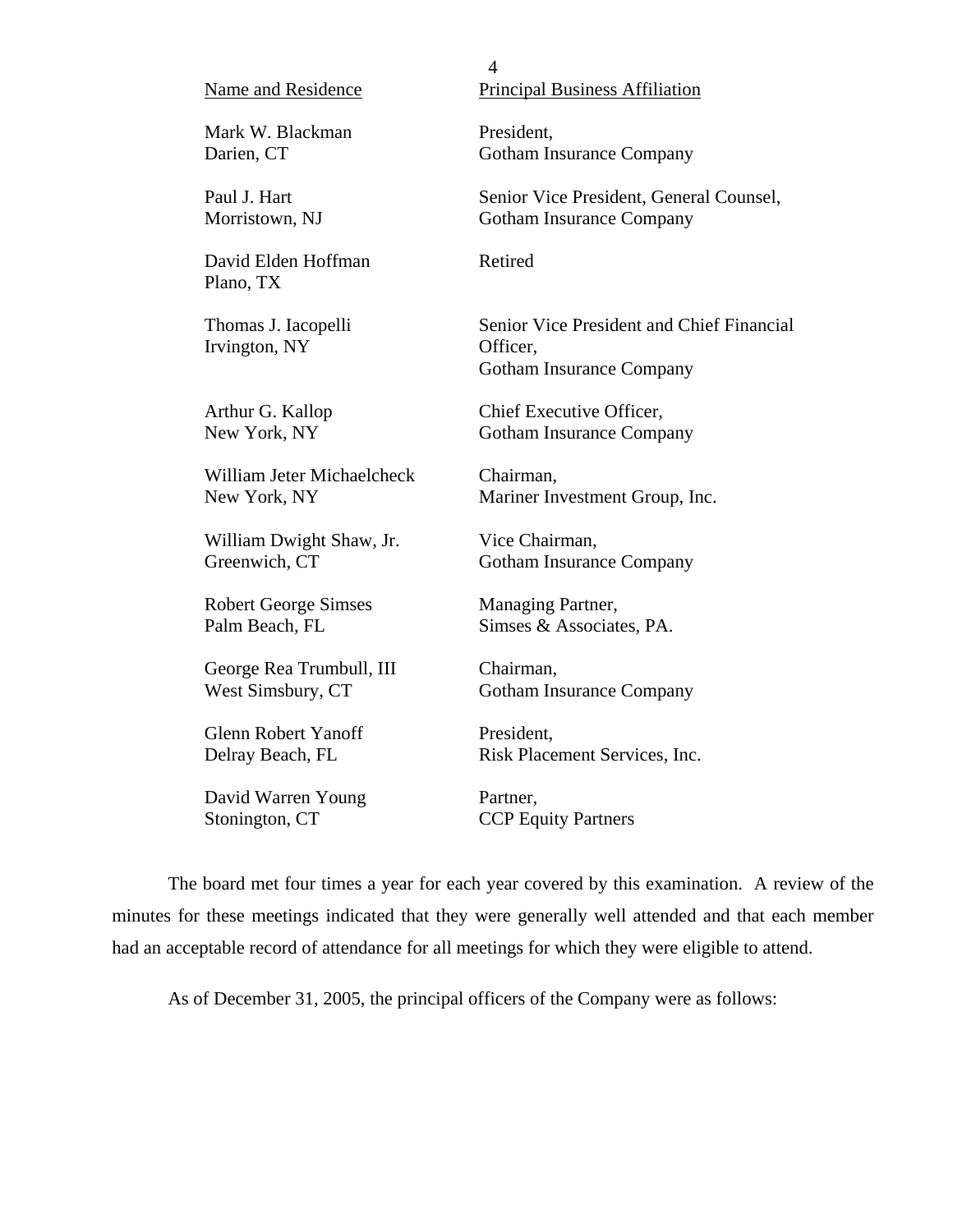| Name and Residence | Principal Business Affiliation |
| --- | --- |
| Mark W. Blackman<br>Darien, CT | President,<br>Gotham Insurance Company |
| Paul J. Hart<br>Morristown, NJ | Senior Vice President, General Counsel,<br>Gotham Insurance Company |
| David Elden Hoffman<br>Plano, TX | Retired |
| Thomas J. Iacopelli<br>Irvington, NY | Senior Vice President and Chief Financial Officer,<br>Gotham Insurance Company |
| Arthur G. Kallop<br>New York, NY | Chief Executive Officer,<br>Gotham Insurance Company |
| William Jeter Michaelcheck<br>New York, NY | Chairman,<br>Mariner Investment Group, Inc. |
| William Dwight Shaw, Jr.<br>Greenwich, CT | Vice Chairman,<br>Gotham Insurance Company |
| Robert George Simses<br>Palm Beach, FL | Managing Partner,<br>Simses & Associates, PA. |
| George Rea Trumbull, III<br>West Simsbury, CT | Chairman,<br>Gotham Insurance Company |
| Glenn Robert Yanoff<br>Delray Beach, FL | President,<br>Risk Placement Services, Inc. |
| David Warren Young<br>Stonington, CT | Partner,<br>CCP Equity Partners |

The board met four times a year for each year covered by this examination. A review of the minutes for these meetings indicated that they were generally well attended and that each member had an acceptable record of attendance for all meetings for which they were eligible to attend.

As of December 31, 2005, the principal officers of the Company were as follows: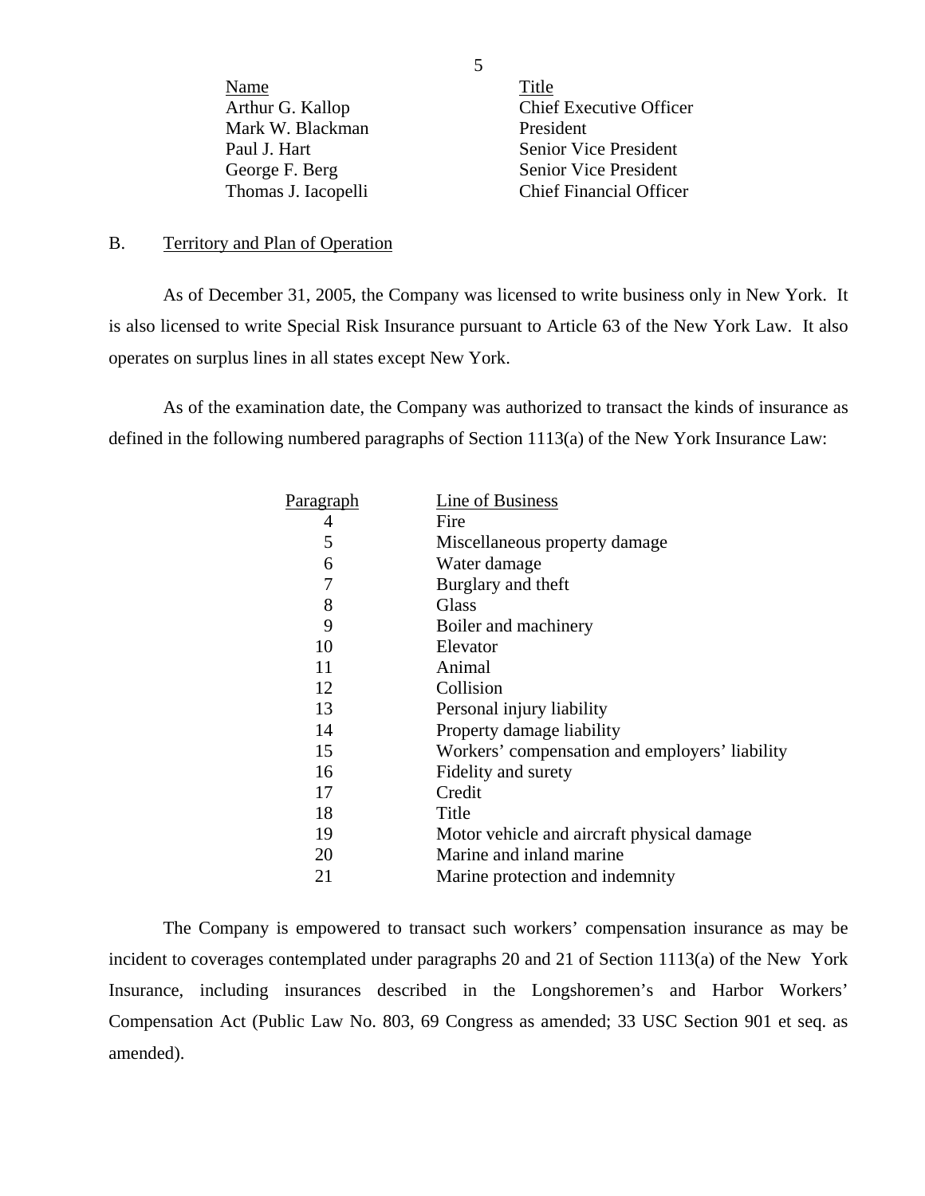| Name | Title |
|---|---|
| Arthur G. Kallop | Chief Executive Officer |
| Mark W. Blackman | President |
| Paul J. Hart | Senior Vice President |
| George F. Berg | Senior Vice President |
| Thomas J. Iacopelli | Chief Financial Officer |

## B. Territory and Plan of Operation

As of December 31, 2005, the Company was licensed to write business only in New York. It is also licensed to write Special Risk Insurance pursuant to Article 63 of the New York Law. It also operates on surplus lines in all states except New York.

As of the examination date, the Company was authorized to transact the kinds of insurance as defined in the following numbered paragraphs of Section 1113(a) of the New York Insurance Law:

| Paragraph | Line of Business |
|---|---|
| 4 | Fire |
| 5 | Miscellaneous property damage |
| 6 | Water damage |
| 7 | Burglary and theft |
| 8 | Glass |
| 9 | Boiler and machinery |
| 10 | Elevator |
| 11 | Animal |
| 12 | Collision |
| 13 | Personal injury liability |
| 14 | Property damage liability |
| 15 | Workers' compensation and employers' liability |
| 16 | Fidelity and surety |
| 17 | Credit |
| 18 | Title |
| 19 | Motor vehicle and aircraft physical damage |
| 20 | Marine and inland marine |
| 21 | Marine protection and indemnity |

The Company is empowered to transact such workers' compensation insurance as may be incident to coverages contemplated under paragraphs 20 and 21 of Section 1113(a) of the New York Insurance, including insurances described in the Longshoremen's and Harbor Workers' Compensation Act (Public Law No. 803, 69 Congress as amended; 33 USC Section 901 et seq. as amended).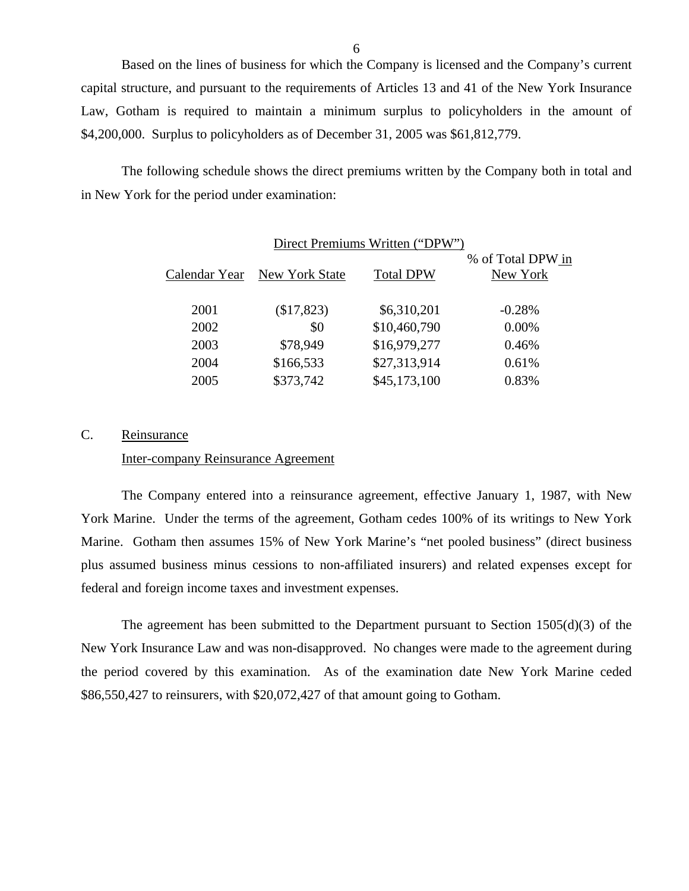Based on the lines of business for which the Company is licensed and the Company's current capital structure, and pursuant to the requirements of Articles 13 and 41 of the New York Insurance Law, Gotham is required to maintain a minimum surplus to policyholders in the amount of $4,200,000. Surplus to policyholders as of December 31, 2005 was $61,812,779.

The following schedule shows the direct premiums written by the Company both in total and in New York for the period under examination:

| | Direct Premiums Written ("DPW") | | |
|---|---|---|---|
| Calendar Year | New York State | Total DPW | % of Total DPW in New York |
| 2001 | ($17,823) | $6,310,201 | -0.28% |
| 2002 | $0 | $10,460,790 | 0.00% |
| 2003 | $78,949 | $16,979,277 | 0.46% |
| 2004 | $166,533 | $27,313,914 | 0.61% |
| 2005 | $373,742 | $45,173,100 | 0.83% |

## C. Reinsurance

### Inter-company Reinsurance Agreement

The Company entered into a reinsurance agreement, effective January 1, 1987, with New York Marine. Under the terms of the agreement, Gotham cedes 100% of its writings to New York Marine. Gotham then assumes 15% of New York Marine's "net pooled business" (direct business plus assumed business minus cessions to non-affiliated insurers) and related expenses except for federal and foreign income taxes and investment expenses.

The agreement has been submitted to the Department pursuant to Section 1505(d)(3) of the New York Insurance Law and was non-disapproved. No changes were made to the agreement during the period covered by this examination. As of the examination date New York Marine ceded $86,550,427 to reinsurers, with $20,072,427 of that amount going to Gotham.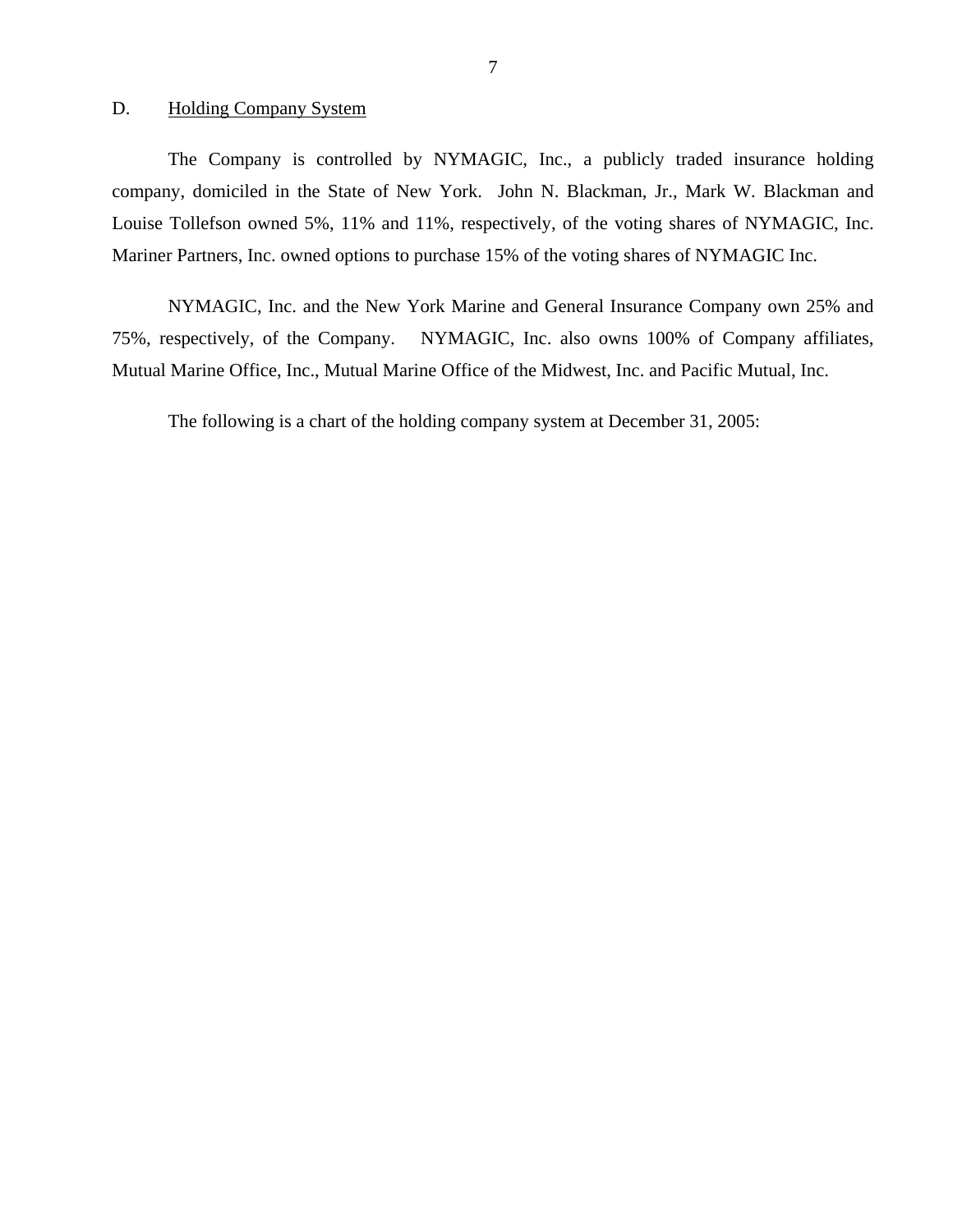## D. Holding Company System

The Company is controlled by NYMAGIC, Inc., a publicly traded insurance holding company, domiciled in the State of New York. John N. Blackman, Jr., Mark W. Blackman and Louise Tollefson owned 5%, 11% and 11%, respectively, of the voting shares of NYMAGIC, Inc. Mariner Partners, Inc. owned options to purchase 15% of the voting shares of NYMAGIC Inc.

NYMAGIC, Inc. and the New York Marine and General Insurance Company own 25% and 75%, respectively, of the Company. NYMAGIC, Inc. also owns 100% of Company affiliates, Mutual Marine Office, Inc., Mutual Marine Office of the Midwest, Inc. and Pacific Mutual, Inc.

The following is a chart of the holding company system at December 31, 2005: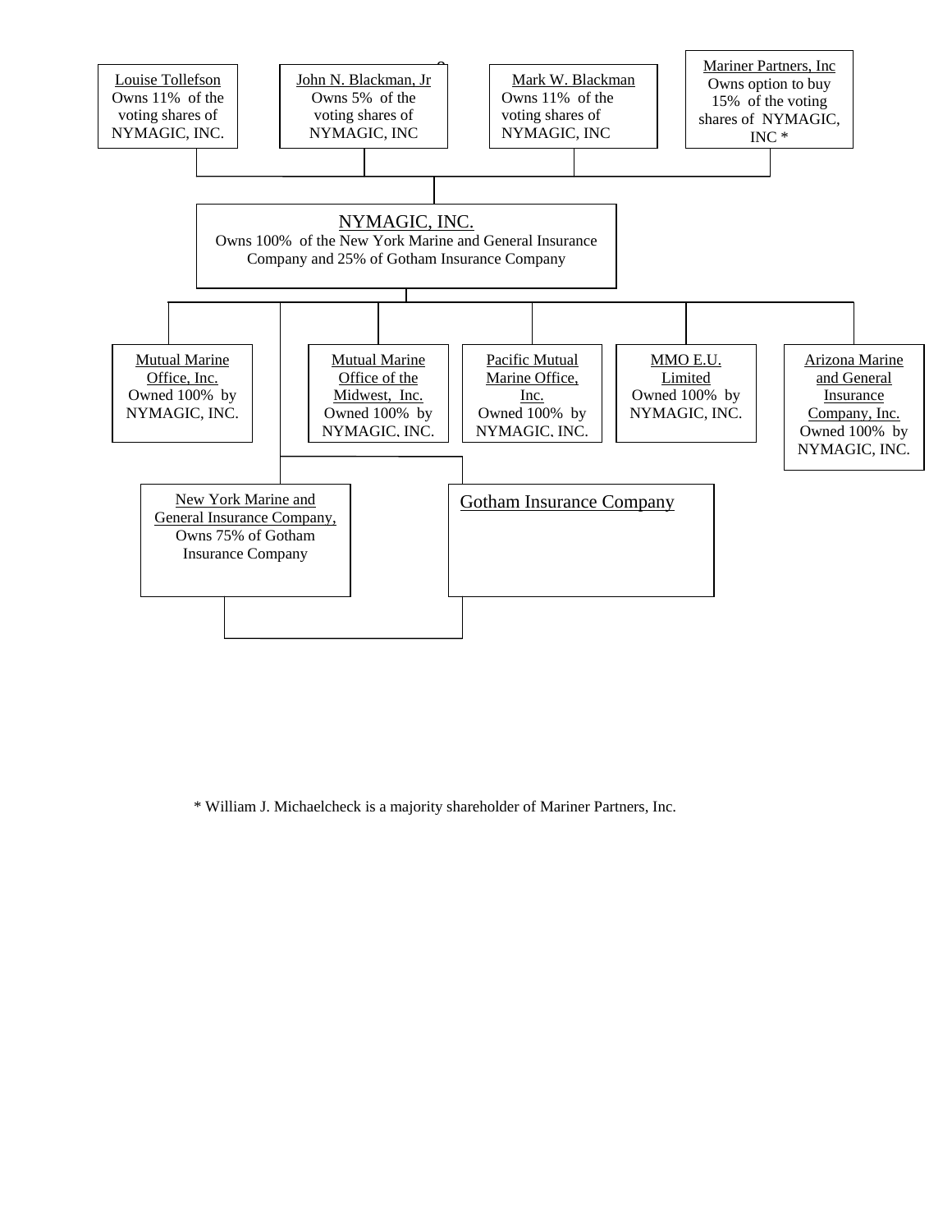Louise Tollefson
Owns 11% of the voting shares of NYMAGIC, INC.

John N. Blackman, Jr
Owns 5% of the voting shares of NYMAGIC, INC

Mark W. Blackman
Owns 11% of the voting shares of NYMAGIC, INC

Mariner Partners, Inc
Owns option to buy 15% of the voting shares of NYMAGIC, INC *

NYMAGIC, INC.
Owns 100% of the New York Marine and General Insurance Company and 25% of Gotham Insurance Company

Mutual Marine Office, Inc.
Owned 100% by NYMAGIC, INC.

Mutual Marine Office of the Midwest, Inc.
Owned 100% by NYMAGIC, INC.

Pacific Mutual Marine Office, Inc.
Owned 100% by NYMAGIC, INC.

MMO E.U. Limited
Owned 100% by NYMAGIC, INC.

Arizona Marine and General Insurance Company, Inc.
Owned 100% by NYMAGIC, INC.

New York Marine and General Insurance Company,
Owns 75% of Gotham Insurance Company

Gotham Insurance Company

* William J. Michaelcheck is a majority shareholder of Mariner Partners, Inc.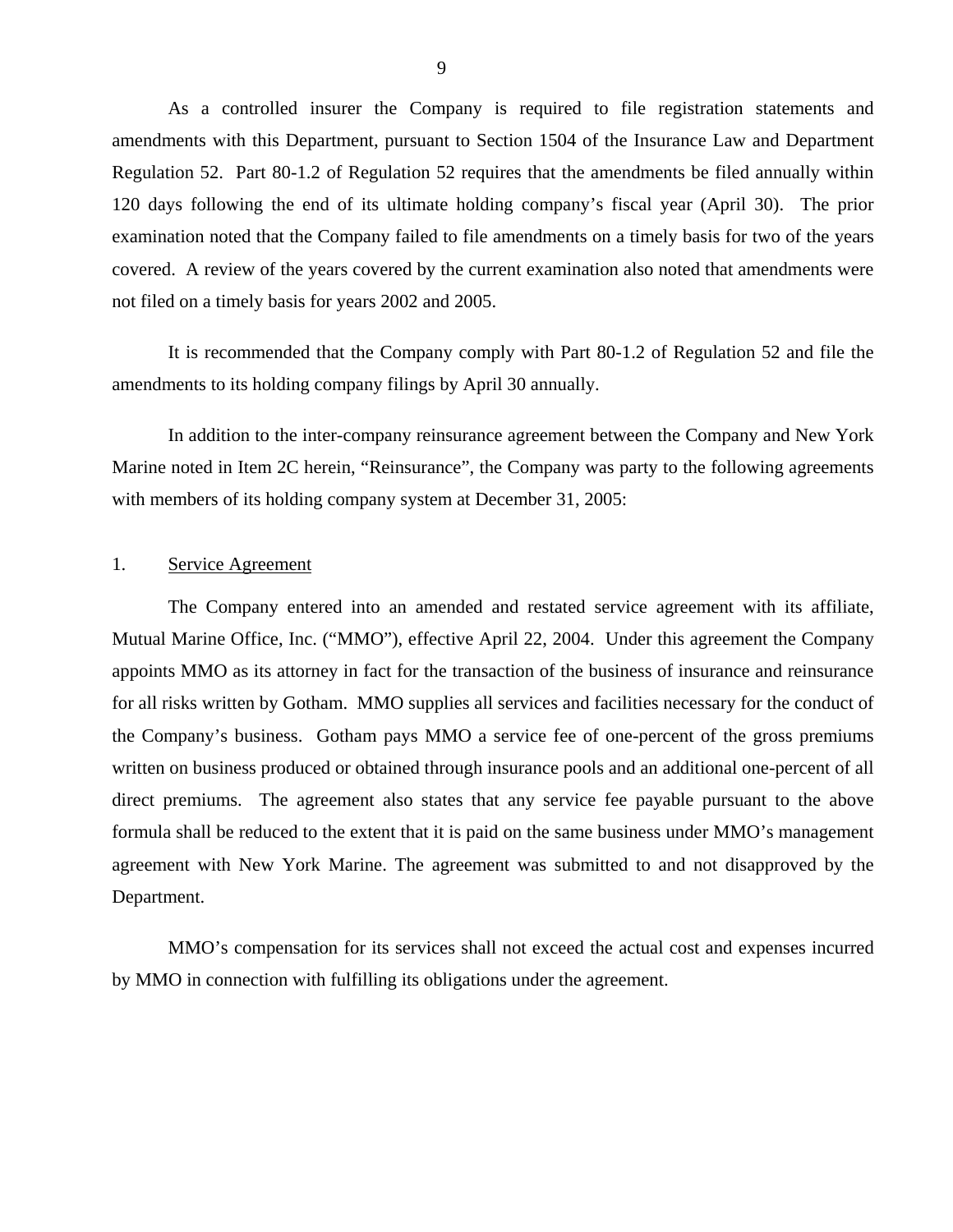As a controlled insurer the Company is required to file registration statements and amendments with this Department, pursuant to Section 1504 of the Insurance Law and Department Regulation 52. Part 80-1.2 of Regulation 52 requires that the amendments be filed annually within 120 days following the end of its ultimate holding company's fiscal year (April 30). The prior examination noted that the Company failed to file amendments on a timely basis for two of the years covered. A review of the years covered by the current examination also noted that amendments were not filed on a timely basis for years 2002 and 2005.

It is recommended that the Company comply with Part 80-1.2 of Regulation 52 and file the amendments to its holding company filings by April 30 annually.

In addition to the inter-company reinsurance agreement between the Company and New York Marine noted in Item 2C herein, "Reinsurance", the Company was party to the following agreements with members of its holding company system at December 31, 2005:

1. <u>Service Agreement</u>

The Company entered into an amended and restated service agreement with its affiliate, Mutual Marine Office, Inc. ("MMO"), effective April 22, 2004. Under this agreement the Company appoints MMO as its attorney in fact for the transaction of the business of insurance and reinsurance for all risks written by Gotham. MMO supplies all services and facilities necessary for the conduct of the Company's business. Gotham pays MMO a service fee of one-percent of the gross premiums written on business produced or obtained through insurance pools and an additional one-percent of all direct premiums. The agreement also states that any service fee payable pursuant to the above formula shall be reduced to the extent that it is paid on the same business under MMO's management agreement with New York Marine. The agreement was submitted to and not disapproved by the Department.

MMO's compensation for its services shall not exceed the actual cost and expenses incurred by MMO in connection with fulfilling its obligations under the agreement.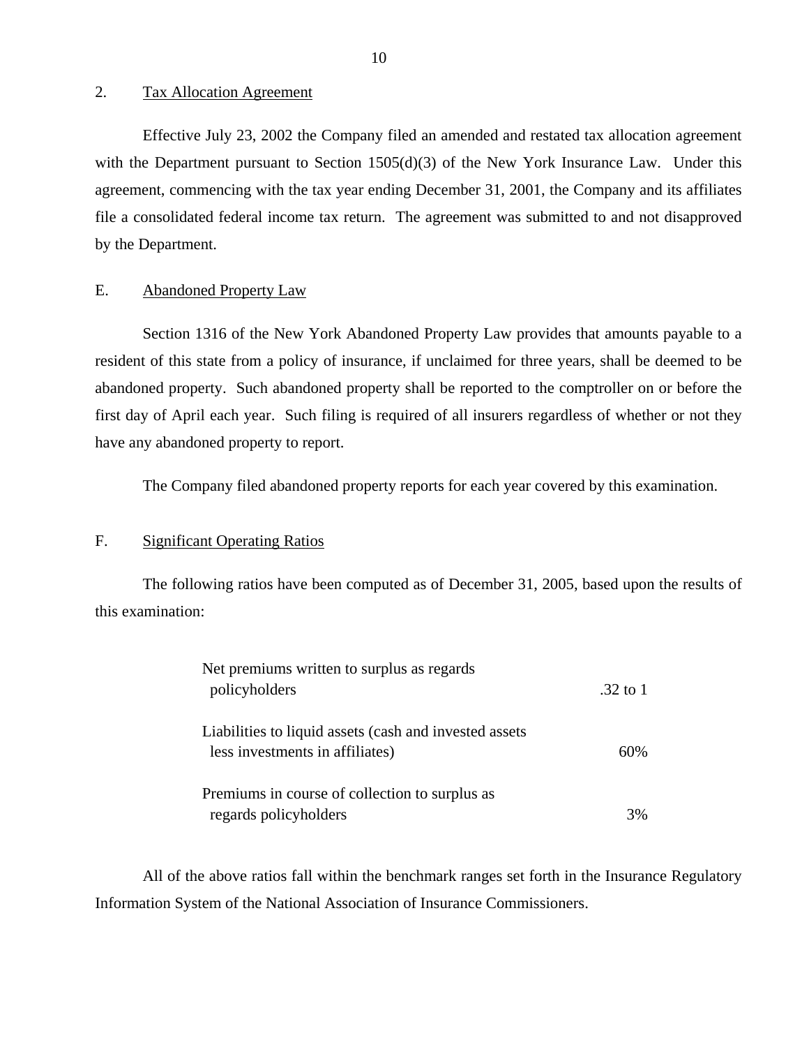2. Tax Allocation Agreement

Effective July 23, 2002 the Company filed an amended and restated tax allocation agreement with the Department pursuant to Section 1505(d)(3) of the New York Insurance Law. Under this agreement, commencing with the tax year ending December 31, 2001, the Company and its affiliates file a consolidated federal income tax return. The agreement was submitted to and not disapproved by the Department.

## E. Abandoned Property Law

Section 1316 of the New York Abandoned Property Law provides that amounts payable to a resident of this state from a policy of insurance, if unclaimed for three years, shall be deemed to be abandoned property. Such abandoned property shall be reported to the comptroller on or before the first day of April each year. Such filing is required of all insurers regardless of whether or not they have any abandoned property to report.

The Company filed abandoned property reports for each year covered by this examination.

## F. Significant Operating Ratios

The following ratios have been computed as of December 31, 2005, based upon the results of this examination:

| | |
|---|---|
| Net premiums written to surplus as regards policyholders | .32 to 1 |
| Liabilities to liquid assets (cash and invested assets less investments in affiliates) | 60% |
| Premiums in course of collection to surplus as regards policyholders | 3% |

All of the above ratios fall within the benchmark ranges set forth in the Insurance Regulatory Information System of the National Association of Insurance Commissioners.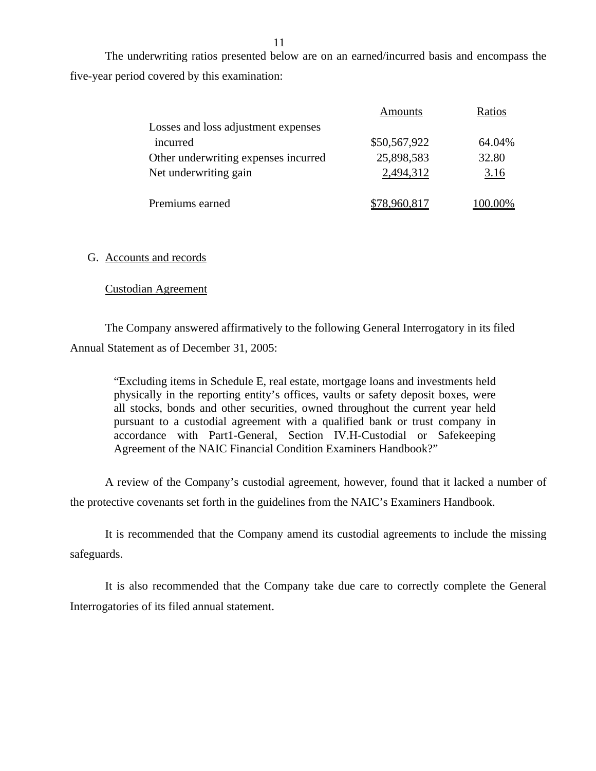The underwriting ratios presented below are on an earned/incurred basis and encompass the five-year period covered by this examination:

| | Amounts | Ratios |
|---|---|---|
| Losses and loss adjustment expenses incurred | $50,567,922 | 64.04% |
| Other underwriting expenses incurred | 25,898,583 | 32.80 |
| Net underwriting gain | 2,494,312 | 3.16 |
| Premiums earned | $78,960,817 | 100.00% |

## G. Accounts and records

### Custodian Agreement

The Company answered affirmatively to the following General Interrogatory in its filed Annual Statement as of December 31, 2005:

> "Excluding items in Schedule E, real estate, mortgage loans and investments held physically in the reporting entity's offices, vaults or safety deposit boxes, were all stocks, bonds and other securities, owned throughout the current year held pursuant to a custodial agreement with a qualified bank or trust company in accordance with Part1-General, Section IV.H-Custodial or Safekeeping Agreement of the NAIC Financial Condition Examiners Handbook?"

A review of the Company's custodial agreement, however, found that it lacked a number of the protective covenants set forth in the guidelines from the NAIC's Examiners Handbook.

It is recommended that the Company amend its custodial agreements to include the missing safeguards.

It is also recommended that the Company take due care to correctly complete the General Interrogatories of its filed annual statement.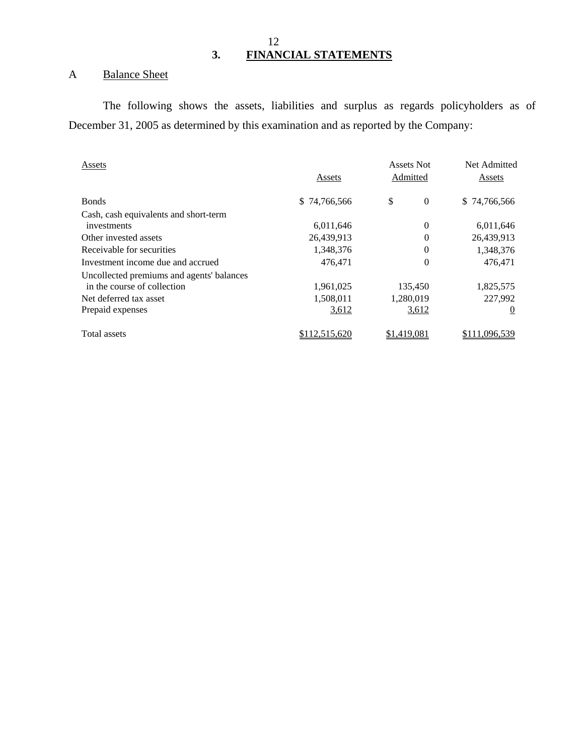## 3. FINANCIAL STATEMENTS

### A Balance Sheet

The following shows the assets, liabilities and surplus as regards policyholders as of December 31, 2005 as determined by this examination and as reported by the Company:

| Assets | Assets | Assets Not Admitted | Net Admitted Assets |
|---|---|---|---|
| Bonds | $ 74,766,566 | $ 0 | $ 74,766,566 |
| Cash, cash equivalents and short-term investments | 6,011,646 | 0 | 6,011,646 |
| Other invested assets | 26,439,913 | 0 | 26,439,913 |
| Receivable for securities | 1,348,376 | 0 | 1,348,376 |
| Investment income due and accrued | 476,471 | 0 | 476,471 |
| Uncollected premiums and agents' balances in the course of collection | 1,961,025 | 135,450 | 1,825,575 |
| Net deferred tax asset | 1,508,011 | 1,280,019 | 227,992 |
| Prepaid expenses | 3,612 | 3,612 | 0 |
| Total assets | $112,515,620 | $1,419,081 | $111,096,539 |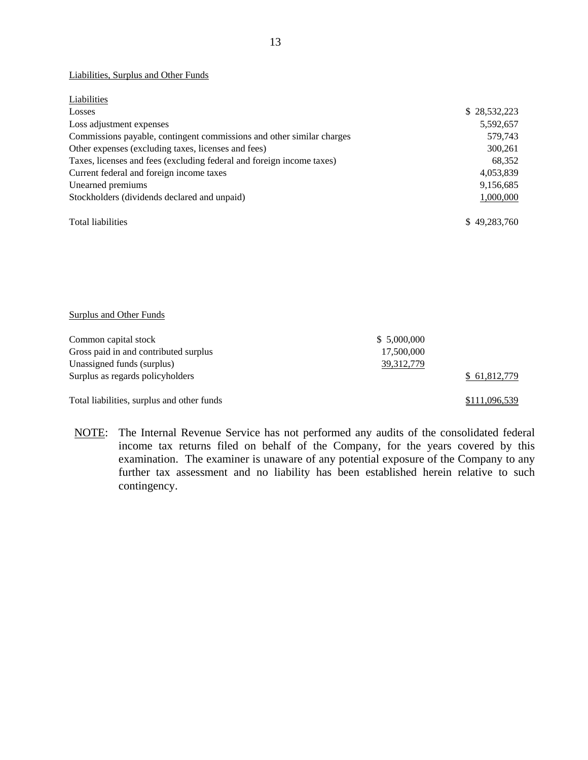Liabilities, Surplus and Other Funds

| | |
|---|---|
| Liabilities | |
| Losses | $ 28,532,223 |
| Loss adjustment expenses | 5,592,657 |
| Commissions payable, contingent commissions and other similar charges | 579,743 |
| Other expenses (excluding taxes, licenses and fees) | 300,261 |
| Taxes, licenses and fees (excluding federal and foreign income taxes) | 68,352 |
| Current federal and foreign income taxes | 4,053,839 |
| Unearned premiums | 9,156,685 |
| Stockholders (dividends declared and unpaid) | 1,000,000 |
| Total liabilities | $ 49,283,760 |

Surplus and Other Funds

| | | |
|---|---|---|
| Common capital stock | $ 5,000,000 | |
| Gross paid in and contributed surplus | 17,500,000 | |
| Unassigned funds (surplus) | 39,312,779 | |
| Surplus as regards policyholders | | $ 61,812,779 |
| Total liabilities, surplus and other funds | | $111,096,539 |

NOTE: The Internal Revenue Service has not performed any audits of the consolidated federal income tax returns filed on behalf of the Company, for the years covered by this examination. The examiner is unaware of any potential exposure of the Company to any further tax assessment and no liability has been established herein relative to such contingency.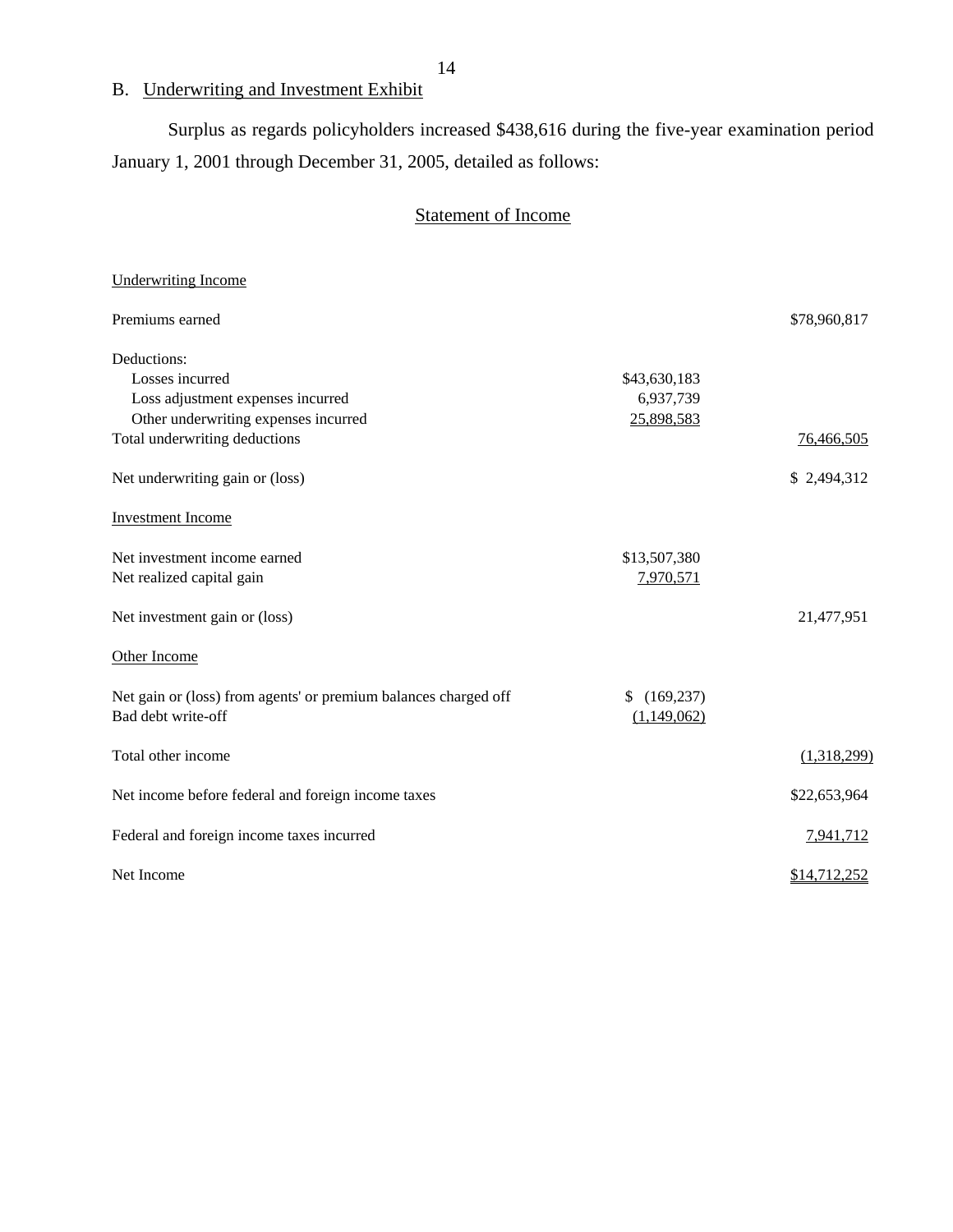## B. Underwriting and Investment Exhibit

Surplus as regards policyholders increased $438,616 during the five-year examination period January 1, 2001 through December 31, 2005, detailed as follows:

### Statement of Income

| | | |
|---|---|---|
| Underwriting Income | | |
| Premiums earned | | $78,960,817 |
| Deductions: | | |
| Losses incurred | $43,630,183 | |
| Loss adjustment expenses incurred | 6,937,739 | |
| Other underwriting expenses incurred | 25,898,583 | |
| Total underwriting deductions | | 76,466,505 |
| Net underwriting gain or (loss) | | $ 2,494,312 |
| Investment Income | | |
| Net investment income earned | $13,507,380 | |
| Net realized capital gain | 7,970,571 | |
| Net investment gain or (loss) | | 21,477,951 |
| Other Income | | |
| Net gain or (loss) from agents' or premium balances charged off | $ (169,237) | |
| Bad debt write-off | (1,149,062) | |
| Total other income | | (1,318,299) |
| Net income before federal and foreign income taxes | | $22,653,964 |
| Federal and foreign income taxes incurred | | 7,941,712 |
| Net Income | | $14,712,252 |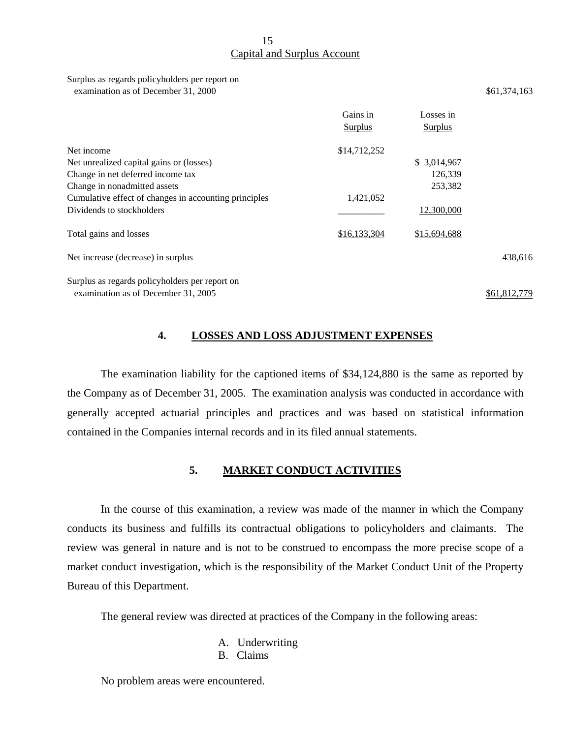## Capital and Surplus Account

| | Gains in Surplus | Losses in Surplus | |
|---|---|---|---|
| Surplus as regards policyholders per report on examination as of December 31, 2000 | | | $61,374,163 |
| Net income | $14,712,252 | | |
| Net unrealized capital gains or (losses) | | $ 3,014,967 | |
| Change in net deferred income tax | | 126,339 | |
| Change in nonadmitted assets | | 253,382 | |
| Cumulative effect of changes in accounting principles | 1,421,052 | | |
| Dividends to stockholders | | 12,300,000 | |
| Total gains and losses | $16,133,304 | $15,694,688 | |
| Net increase (decrease) in surplus | | | 438,616 |
| Surplus as regards policyholders per report on examination as of December 31, 2005 | | | $61,812,779 |

## 4. LOSSES AND LOSS ADJUSTMENT EXPENSES

The examination liability for the captioned items of $34,124,880 is the same as reported by the Company as of December 31, 2005. The examination analysis was conducted in accordance with generally accepted actuarial principles and practices and was based on statistical information contained in the Companies internal records and in its filed annual statements.

## 5. MARKET CONDUCT ACTIVITIES

In the course of this examination, a review was made of the manner in which the Company conducts its business and fulfills its contractual obligations to policyholders and claimants. The review was general in nature and is not to be construed to encompass the more precise scope of a market conduct investigation, which is the responsibility of the Market Conduct Unit of the Property Bureau of this Department.

The general review was directed at practices of the Company in the following areas:

A. Underwriting
B. Claims

No problem areas were encountered.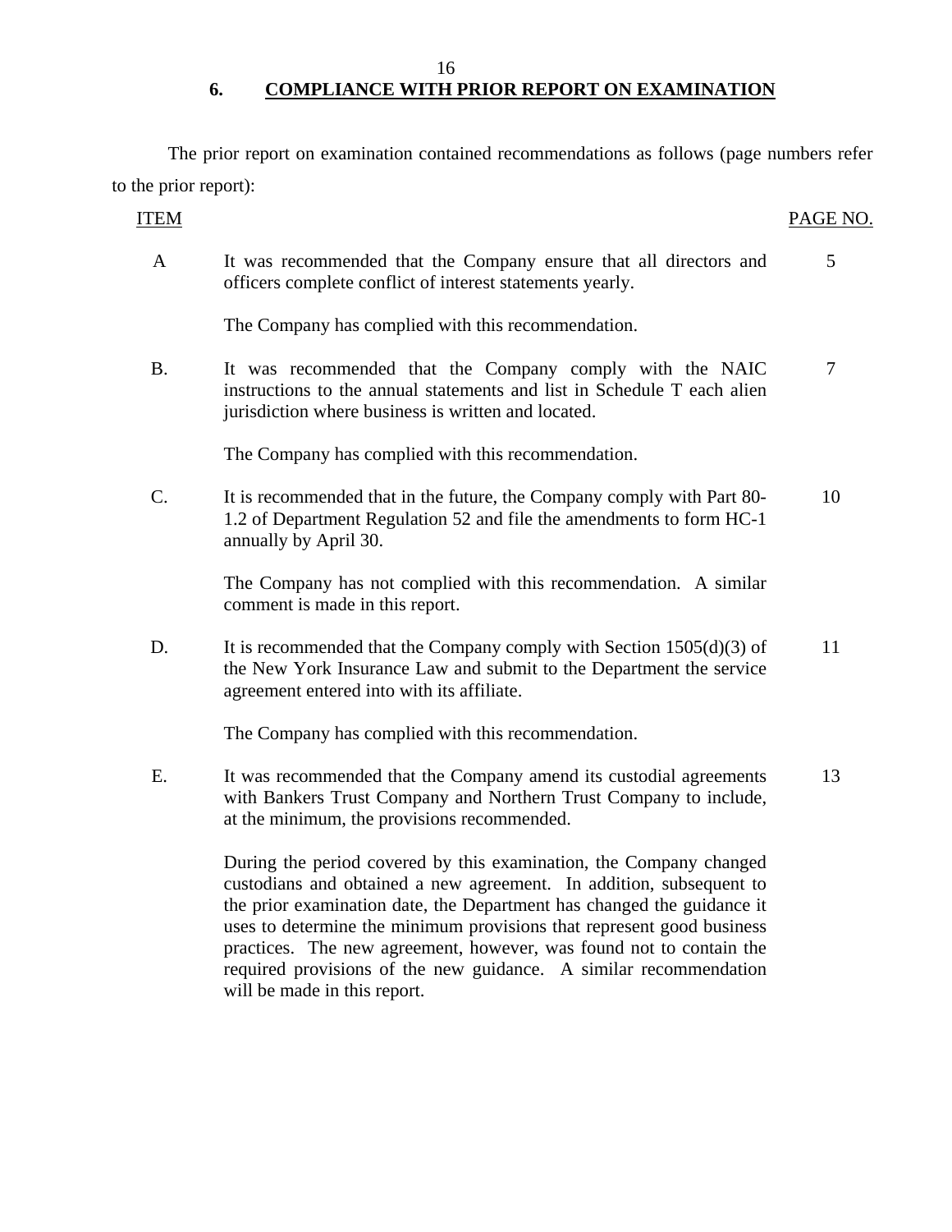## 6. COMPLIANCE WITH PRIOR REPORT ON EXAMINATION

The prior report on examination contained recommendations as follows (page numbers refer to the prior report):

| ITEM | | PAGE NO. |
|---|---|---|
| A | It was recommended that the Company ensure that all directors and officers complete conflict of interest statements yearly.<br><br>The Company has complied with this recommendation. | 5 |
| B. | It was recommended that the Company comply with the NAIC instructions to the annual statements and list in Schedule T each alien jurisdiction where business is written and located.<br><br>The Company has complied with this recommendation. | 7 |
| C. | It is recommended that in the future, the Company comply with Part 80-1.2 of Department Regulation 52 and file the amendments to form HC-1 annually by April 30.<br><br>The Company has not complied with this recommendation. A similar comment is made in this report. | 10 |
| D. | It is recommended that the Company comply with Section 1505(d)(3) of the New York Insurance Law and submit to the Department the service agreement entered into with its affiliate.<br><br>The Company has complied with this recommendation. | 11 |
| E. | It was recommended that the Company amend its custodial agreements with Bankers Trust Company and Northern Trust Company to include, at the minimum, the provisions recommended.<br><br>During the period covered by this examination, the Company changed custodians and obtained a new agreement. In addition, subsequent to the prior examination date, the Department has changed the guidance it uses to determine the minimum provisions that represent good business practices. The new agreement, however, was found not to contain the required provisions of the new guidance. A similar recommendation will be made in this report. | 13 |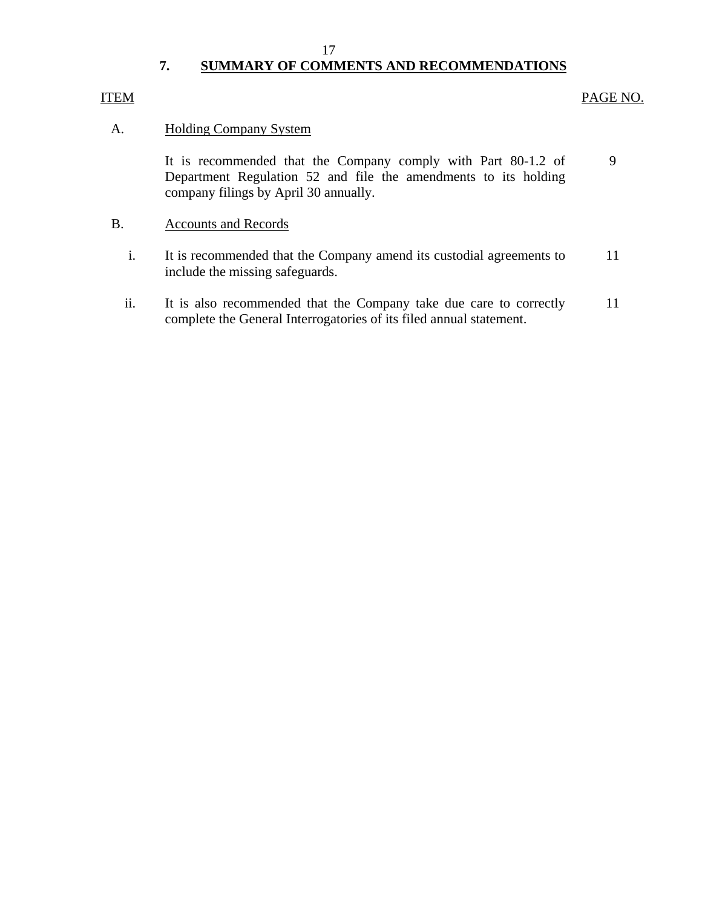## 7. SUMMARY OF COMMENTS AND RECOMMENDATIONS

| ITEM | | PAGE NO. |
|---|---|---|
| A. | Holding Company System | |
| | It is recommended that the Company comply with Part 80-1.2 of Department Regulation 52 and file the amendments to its holding company filings by April 30 annually. | 9 |
| B. | Accounts and Records | |
| i. | It is recommended that the Company amend its custodial agreements to include the missing safeguards. | 11 |
| ii. | It is also recommended that the Company take due care to correctly complete the General Interrogatories of its filed annual statement. | 11 |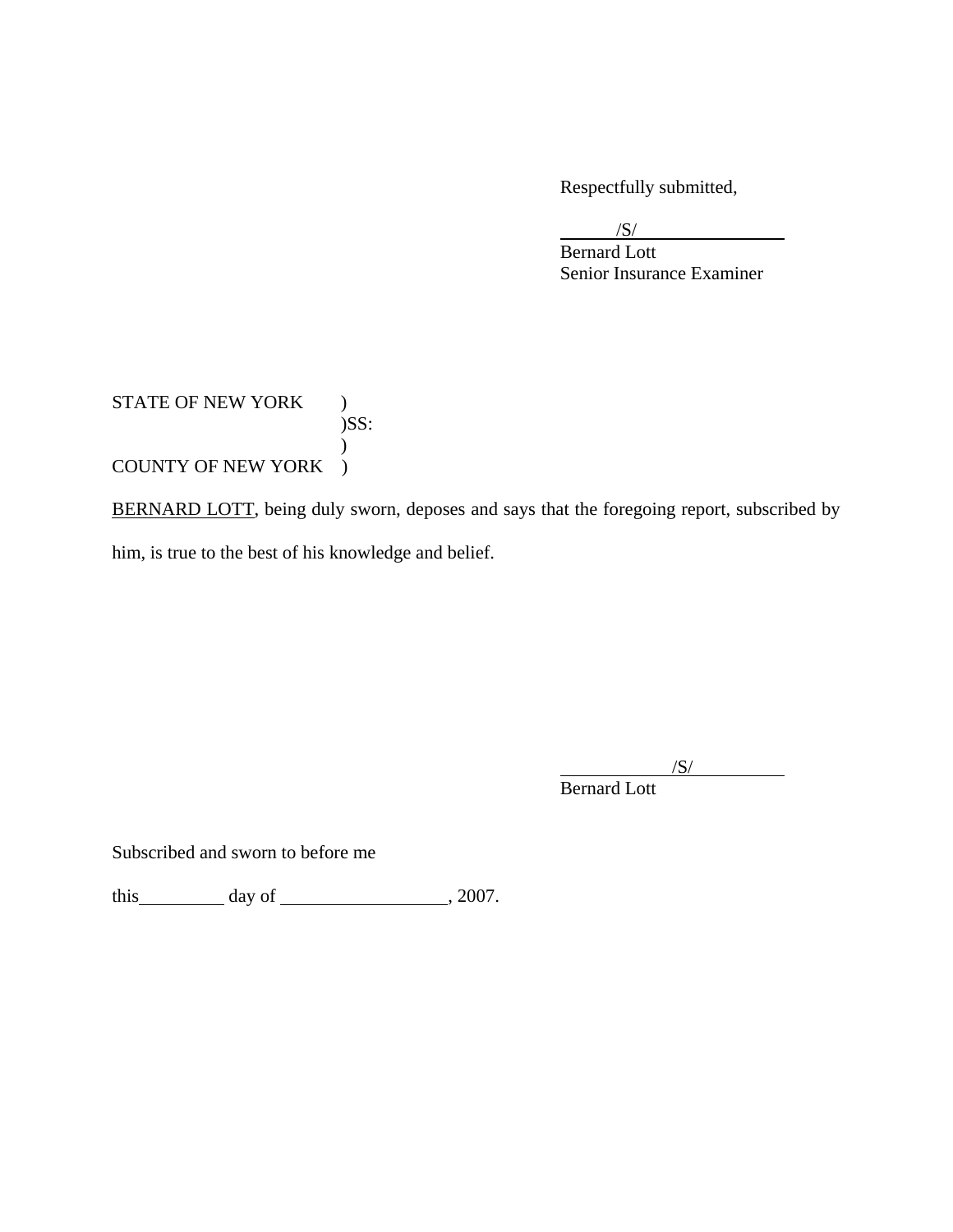Respectfully submitted,

/S/
Bernard Lott
Senior Insurance Examiner

STATE OF NEW YORK )
)SS:
)
COUNTY OF NEW YORK )

BERNARD LOTT, being duly sworn, deposes and says that the foregoing report, subscribed by him, is true to the best of his knowledge and belief.

/S/
Bernard Lott

Subscribed and sworn to before me

this\_\_\_\_\_\_\_\_\_ day of \_\_\_\_\_\_\_\_\_\_\_\_\_\_\_\_\_\_, 2007.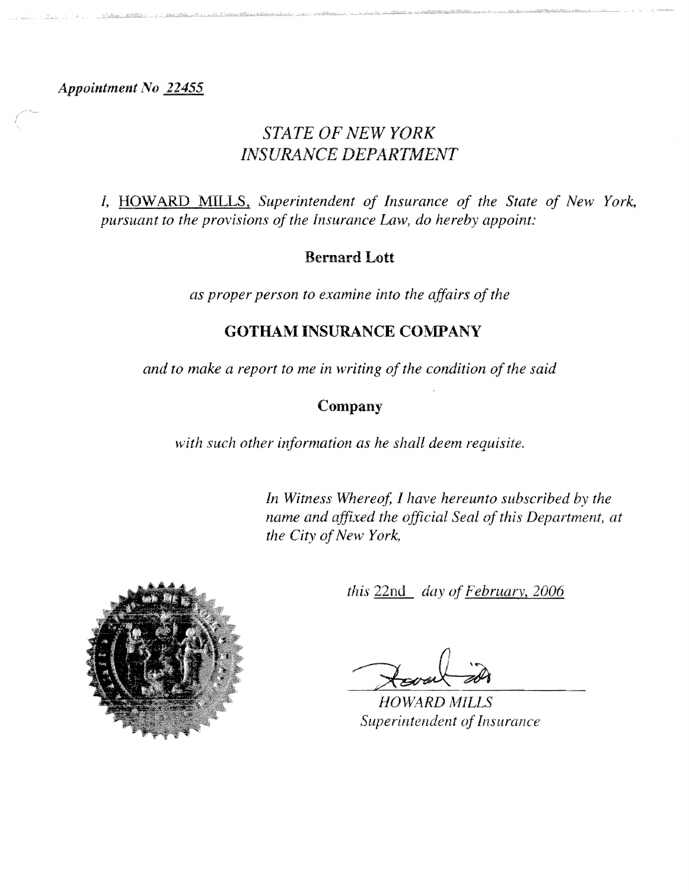*Appointment No 22455*

# *STATE OF NEW YORK*
# *INSURANCE DEPARTMENT*

*I,* HOWARD MILLS, *Superintendent of Insurance of the State of New York, pursuant to the provisions of the Insurance Law, do hereby appoint:*

**Bernard Lott**

*as proper person to examine into the affairs of the*

**GOTHAM INSURANCE COMPANY**

*and to make a report to me in writing of the condition of the said*

**Company**

*with such other information as he shall deem requisite.*

*In Witness Whereof, I have hereunto subscribed by the name and affixed the official Seal of this Department, at the City of New York,*

*this* 22nd *day of February, 2006*

*HOWARD MILLS*
*Superintendent of Insurance*